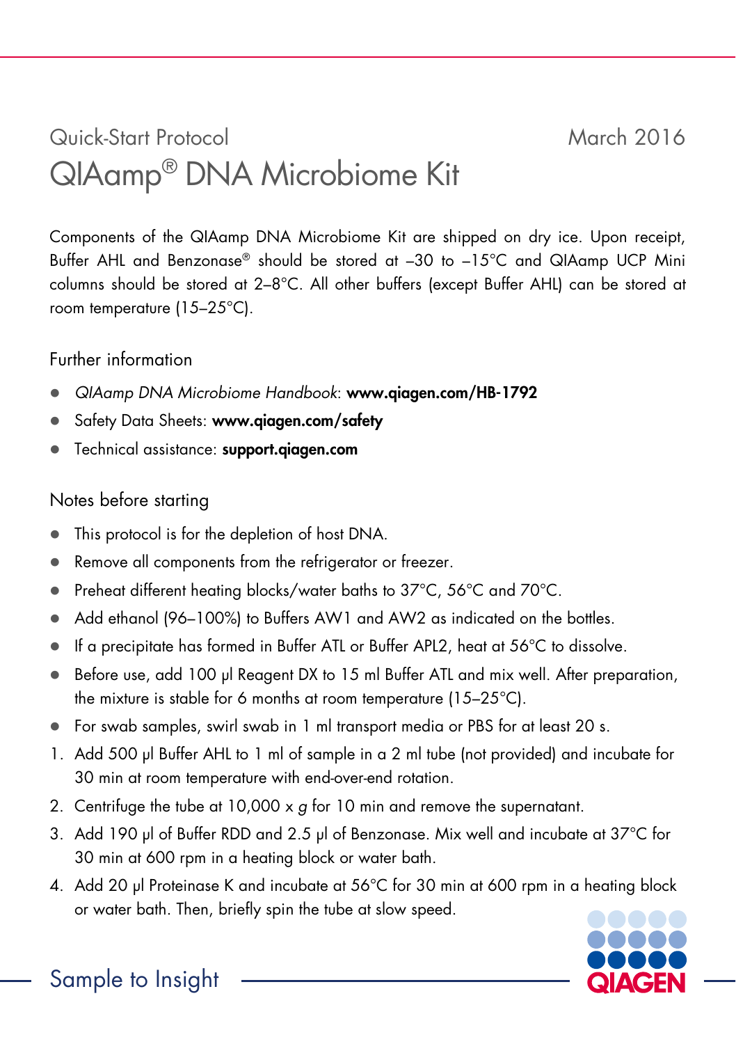Quick-Start Protocol

March 2016

# QIAamp® DNA Microbiome Kit

Components of the QIAamp DNA Microbiome Kit are shipped on dry ice. Upon receipt, Buffer AHL and Benzonase® should be stored at –30 to –15°C and QIAamp UCP Mini columns should be stored at 2–8°C. All other buffers (except Buffer AHL) can be stored at room temperature (15–25°C).

## Further information

- *QIAamp DNA Microbiome Handbook*: **www.qiagen.com/HB-1792**
- Safety Data Sheets: **www.qiagen.com/safety**
- Technical assistance: **support.qiagen.com**

## Notes before starting

- This protocol is for the depletion of host DNA.
- Remove all components from the refrigerator or freezer.
- Preheat different heating blocks/water baths to 37°C, 56°C and 70°C.
- Add ethanol (96–100%) to Buffers AW1 and AW2 as indicated on the bottles.
- If a precipitate has formed in Buffer ATL or Buffer APL2, heat at 56°C to dissolve.
- Before use, add 100 µl Reagent DX to 15 ml Buffer ATL and mix well. After preparation, the mixture is stable for 6 months at room temperature (15–25°C).
- For swab samples, swirl swab in 1 ml transport media or PBS for at least 20 s.

1. Add 500 µl Buffer AHL to 1 ml of sample in a 2 ml tube (not provided) and incubate for 30 min at room temperature with end-over-end rotation.
2. Centrifuge the tube at 10,000 x *g* for 10 min and remove the supernatant.
3. Add 190 µl of Buffer RDD and 2.5 µl of Benzonase. Mix well and incubate at 37°C for 30 min at 600 rpm in a heating block or water bath.
4. Add 20 µl Proteinase K and incubate at 56°C for 30 min at 600 rpm in a heating block or water bath. Then, briefly spin the tube at slow speed.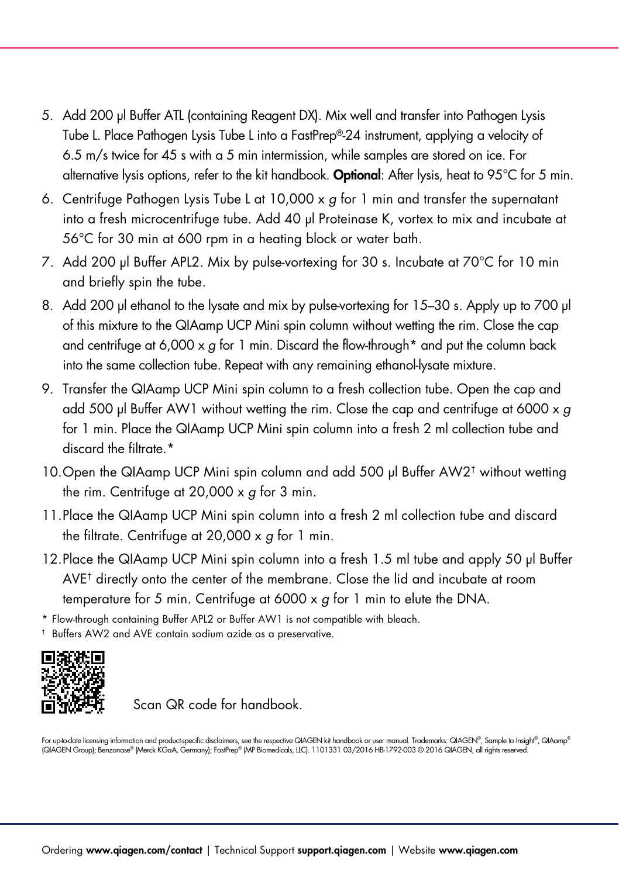5. Add 200 µl Buffer ATL (containing Reagent DX). Mix well and transfer into Pathogen Lysis Tube L. Place Pathogen Lysis Tube L into a FastPrep®-24 instrument, applying a velocity of 6.5 m/s twice for 45 s with a 5 min intermission, while samples are stored on ice. For alternative lysis options, refer to the kit handbook. **Optional**: After lysis, heat to 95°C for 5 min.
6. Centrifuge Pathogen Lysis Tube L at 10,000 x *g* for 1 min and transfer the supernatant into a fresh microcentrifuge tube. Add 40 µl Proteinase K, vortex to mix and incubate at 56°C for 30 min at 600 rpm in a heating block or water bath.
7. Add 200 µl Buffer APL2. Mix by pulse-vortexing for 30 s. Incubate at 70°C for 10 min and briefly spin the tube.
8. Add 200 µl ethanol to the lysate and mix by pulse-vortexing for 15–30 s. Apply up to 700 µl of this mixture to the QIAamp UCP Mini spin column without wetting the rim. Close the cap and centrifuge at 6,000 x *g* for 1 min. Discard the flow-through* and put the column back into the same collection tube. Repeat with any remaining ethanol-lysate mixture.
9. Transfer the QIAamp UCP Mini spin column to a fresh collection tube. Open the cap and add 500 µl Buffer AW1 without wetting the rim. Close the cap and centrifuge at 6000 x *g* for 1 min. Place the QIAamp UCP Mini spin column into a fresh 2 ml collection tube and discard the filtrate.*
10. Open the QIAamp UCP Mini spin column and add 500 µl Buffer AW2† without wetting the rim. Centrifuge at 20,000 x *g* for 3 min.
11. Place the QIAamp UCP Mini spin column into a fresh 2 ml collection tube and discard the filtrate. Centrifuge at 20,000 x *g* for 1 min.
12. Place the QIAamp UCP Mini spin column into a fresh 1.5 ml tube and apply 50 µl Buffer AVE† directly onto the center of the membrane. Close the lid and incubate at room temperature for 5 min. Centrifuge at 6000 x *g* for 1 min to elute the DNA.

\* Flow-through containing Buffer APL2 or Buffer AW1 is not compatible with bleach.

† Buffers AW2 and AVE contain sodium azide as a preservative.

Scan QR code for handbook.

For up-to-date licensing information and product-specific disclaimers, see the respective QIAGEN kit handbook or user manual. Trademarks: QIAGEN®, Sample to Insight®, QIAamp® (QIAGEN Group); Benzonase® (Merck KGaA, Germany); FastPrep® (MP Biomedicals, LLC). 1101331 03/2016 HB-1792-003 © 2016 QIAGEN, all rights reserved.

Ordering **www.qiagen.com/contact** | Technical Support **support.qiagen.com** | Website **www.qiagen.com**